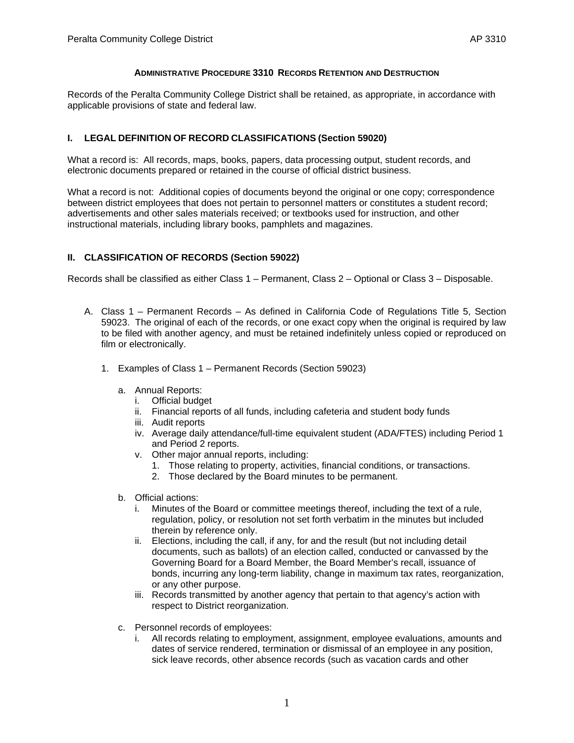# ADMINISTRATIVE PROCEDURE 3310 RECORDS RETENTION AND DESTRUCTION

Records of the Peralta Community College District shall be retained, as appropriate, in accordance with applicable provisions of state and federal law.

## I. LEGAL DEFINITION OF RECORD CLASSIFICATIONS (Section 59020)

What a record is: All records, maps, books, papers, data processing output, student records, and electronic documents prepared or retained in the course of official district business.

What a record is not: Additional copies of documents beyond the original or one copy; correspondence between district employees that does not pertain to personnel matters or constitutes a student record; advertisements and other sales materials received; or textbooks used for instruction, and other instructional materials, including library books, pamphlets and magazines.

## II. CLASSIFICATION OF RECORDS (Section 59022)

Records shall be classified as either Class 1 – Permanent, Class 2 – Optional or Class 3 – Disposable.

A. Class 1 – Permanent Records – As defined in California Code of Regulations Title 5, Section 59023. The original of each of the records, or one exact copy when the original is required by law to be filed with another agency, and must be retained indefinitely unless copied or reproduced on film or electronically.

   1. Examples of Class 1 – Permanent Records (Section 59023)

      a. Annual Reports:
         i. Official budget
         ii. Financial reports of all funds, including cafeteria and student body funds
         iii. Audit reports
         iv. Average daily attendance/full-time equivalent student (ADA/FTES) including Period 1 and Period 2 reports.
         v. Other major annual reports, including:
            1. Those relating to property, activities, financial conditions, or transactions.
            2. Those declared by the Board minutes to be permanent.

      b. Official actions:
         i. Minutes of the Board or committee meetings thereof, including the text of a rule, regulation, policy, or resolution not set forth verbatim in the minutes but included therein by reference only.
         ii. Elections, including the call, if any, for and the result (but not including detail documents, such as ballots) of an election called, conducted or canvassed by the Governing Board for a Board Member, the Board Member's recall, issuance of bonds, incurring any long-term liability, change in maximum tax rates, reorganization, or any other purpose.
         iii. Records transmitted by another agency that pertain to that agency's action with respect to District reorganization.

      c. Personnel records of employees:
         i. All records relating to employment, assignment, employee evaluations, amounts and dates of service rendered, termination or dismissal of an employee in any position, sick leave records, other absence records (such as vacation cards and other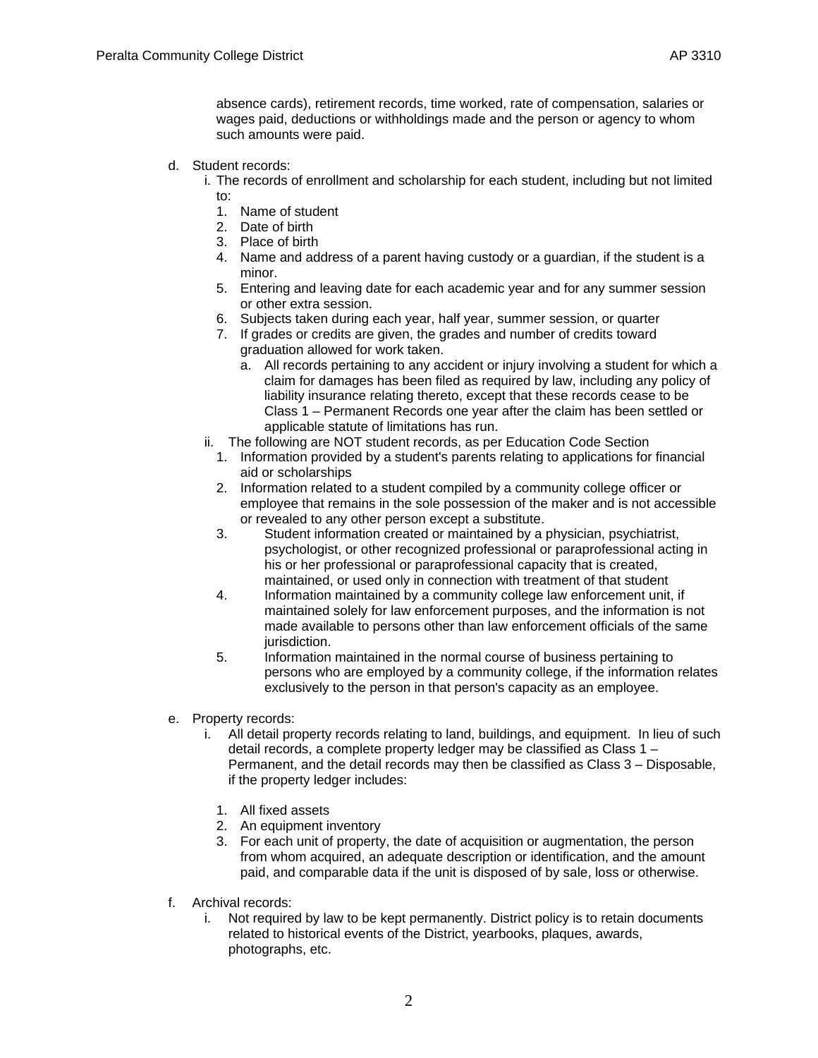absence cards), retirement records, time worked, rate of compensation, salaries or wages paid, deductions or withholdings made and the person or agency to whom such amounts were paid.

d. Student records:
   i. The records of enrollment and scholarship for each student, including but not limited to:
      1. Name of student
      2. Date of birth
      3. Place of birth
      4. Name and address of a parent having custody or a guardian, if the student is a minor.
      5. Entering and leaving date for each academic year and for any summer session or other extra session.
      6. Subjects taken during each year, half year, summer session, or quarter
      7. If grades or credits are given, the grades and number of credits toward graduation allowed for work taken.
         a. All records pertaining to any accident or injury involving a student for which a claim for damages has been filed as required by law, including any policy of liability insurance relating thereto, except that these records cease to be Class 1 – Permanent Records one year after the claim has been settled or applicable statute of limitations has run.
   ii. The following are NOT student records, as per Education Code Section
      1. Information provided by a student's parents relating to applications for financial aid or scholarships
      2. Information related to a student compiled by a community college officer or employee that remains in the sole possession of the maker and is not accessible or revealed to any other person except a substitute.
      3. Student information created or maintained by a physician, psychiatrist, psychologist, or other recognized professional or paraprofessional acting in his or her professional or paraprofessional capacity that is created, maintained, or used only in connection with treatment of that student
      4. Information maintained by a community college law enforcement unit, if maintained solely for law enforcement purposes, and the information is not made available to persons other than law enforcement officials of the same jurisdiction.
      5. Information maintained in the normal course of business pertaining to persons who are employed by a community college, if the information relates exclusively to the person in that person's capacity as an employee.

e. Property records:
   i. All detail property records relating to land, buildings, and equipment. In lieu of such detail records, a complete property ledger may be classified as Class 1 – Permanent, and the detail records may then be classified as Class 3 – Disposable, if the property ledger includes:
      1. All fixed assets
      2. An equipment inventory
      3. For each unit of property, the date of acquisition or augmentation, the person from whom acquired, an adequate description or identification, and the amount paid, and comparable data if the unit is disposed of by sale, loss or otherwise.

f. Archival records:
   i. Not required by law to be kept permanently. District policy is to retain documents related to historical events of the District, yearbooks, plaques, awards, photographs, etc.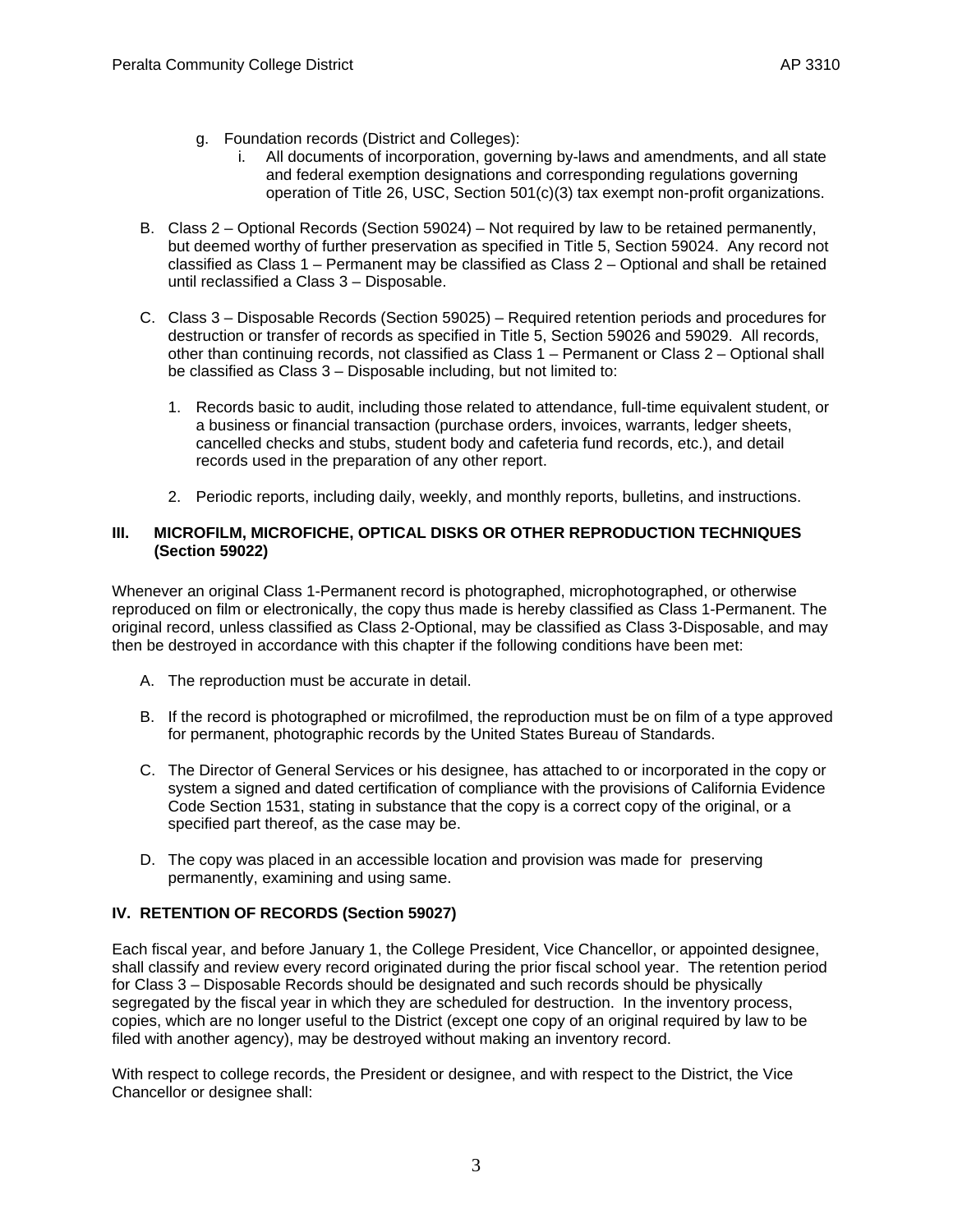g. Foundation records (District and Colleges):
   i. All documents of incorporation, governing by-laws and amendments, and all state and federal exemption designations and corresponding regulations governing operation of Title 26, USC, Section 501(c)(3) tax exempt non-profit organizations.

B. Class 2 – Optional Records (Section 59024) – Not required by law to be retained permanently, but deemed worthy of further preservation as specified in Title 5, Section 59024. Any record not classified as Class 1 – Permanent may be classified as Class 2 – Optional and shall be retained until reclassified a Class 3 – Disposable.

C. Class 3 – Disposable Records (Section 59025) – Required retention periods and procedures for destruction or transfer of records as specified in Title 5, Section 59026 and 59029. All records, other than continuing records, not classified as Class 1 – Permanent or Class 2 – Optional shall be classified as Class 3 – Disposable including, but not limited to:

   1. Records basic to audit, including those related to attendance, full-time equivalent student, or a business or financial transaction (purchase orders, invoices, warrants, ledger sheets, cancelled checks and stubs, student body and cafeteria fund records, etc.), and detail records used in the preparation of any other report.

   2. Periodic reports, including daily, weekly, and monthly reports, bulletins, and instructions.

## III. MICROFILM, MICROFICHE, OPTICAL DISKS OR OTHER REPRODUCTION TECHNIQUES (Section 59022)

Whenever an original Class 1-Permanent record is photographed, microphotographed, or otherwise reproduced on film or electronically, the copy thus made is hereby classified as Class 1-Permanent. The original record, unless classified as Class 2-Optional, may be classified as Class 3-Disposable, and may then be destroyed in accordance with this chapter if the following conditions have been met:

A. The reproduction must be accurate in detail.

B. If the record is photographed or microfilmed, the reproduction must be on film of a type approved for permanent, photographic records by the United States Bureau of Standards.

C. The Director of General Services or his designee, has attached to or incorporated in the copy or system a signed and dated certification of compliance with the provisions of California Evidence Code Section 1531, stating in substance that the copy is a correct copy of the original, or a specified part thereof, as the case may be.

D. The copy was placed in an accessible location and provision was made for preserving permanently, examining and using same.

## IV. RETENTION OF RECORDS (Section 59027)

Each fiscal year, and before January 1, the College President, Vice Chancellor, or appointed designee, shall classify and review every record originated during the prior fiscal school year. The retention period for Class 3 – Disposable Records should be designated and such records should be physically segregated by the fiscal year in which they are scheduled for destruction. In the inventory process, copies, which are no longer useful to the District (except one copy of an original required by law to be filed with another agency), may be destroyed without making an inventory record.

With respect to college records, the President or designee, and with respect to the District, the Vice Chancellor or designee shall: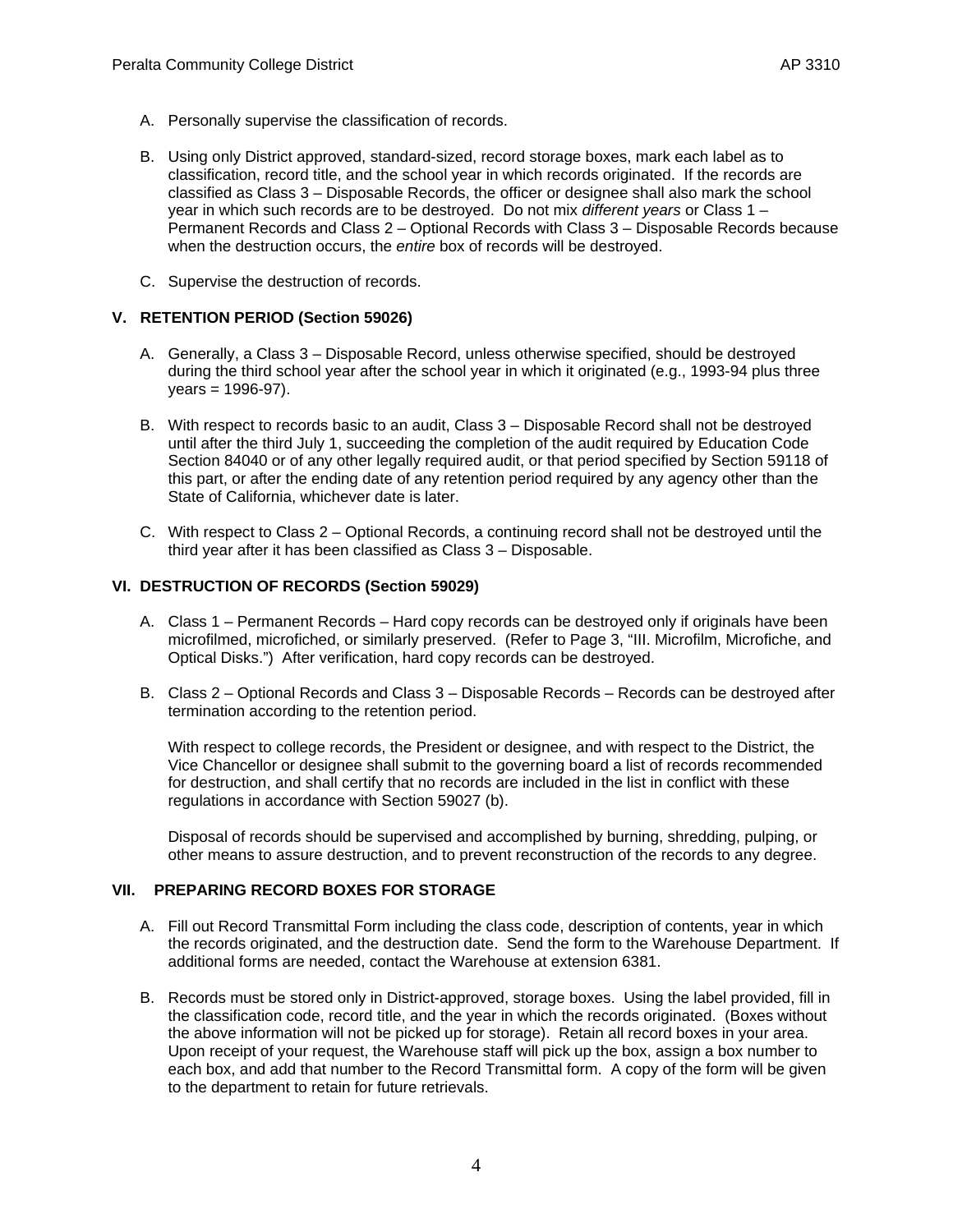A. Personally supervise the classification of records.

B. Using only District approved, standard-sized, record storage boxes, mark each label as to classification, record title, and the school year in which records originated. If the records are classified as Class 3 – Disposable Records, the officer or designee shall also mark the school year in which such records are to be destroyed. Do not mix *different years* or Class 1 – Permanent Records and Class 2 – Optional Records with Class 3 – Disposable Records because when the destruction occurs, the *entire* box of records will be destroyed.

C. Supervise the destruction of records.

## V. RETENTION PERIOD (Section 59026)

A. Generally, a Class 3 – Disposable Record, unless otherwise specified, should be destroyed during the third school year after the school year in which it originated (e.g., 1993-94 plus three years = 1996-97).

B. With respect to records basic to an audit, Class 3 – Disposable Record shall not be destroyed until after the third July 1, succeeding the completion of the audit required by Education Code Section 84040 or of any other legally required audit, or that period specified by Section 59118 of this part, or after the ending date of any retention period required by any agency other than the State of California, whichever date is later.

C. With respect to Class 2 – Optional Records, a continuing record shall not be destroyed until the third year after it has been classified as Class 3 – Disposable.

## VI. DESTRUCTION OF RECORDS (Section 59029)

A. Class 1 – Permanent Records – Hard copy records can be destroyed only if originals have been microfilmed, microfiched, or similarly preserved. (Refer to Page 3, "III. Microfilm, Microfiche, and Optical Disks.") After verification, hard copy records can be destroyed.

B. Class 2 – Optional Records and Class 3 – Disposable Records – Records can be destroyed after termination according to the retention period.

With respect to college records, the President or designee, and with respect to the District, the Vice Chancellor or designee shall submit to the governing board a list of records recommended for destruction, and shall certify that no records are included in the list in conflict with these regulations in accordance with Section 59027 (b).

Disposal of records should be supervised and accomplished by burning, shredding, pulping, or other means to assure destruction, and to prevent reconstruction of the records to any degree.

## VII. PREPARING RECORD BOXES FOR STORAGE

A. Fill out Record Transmittal Form including the class code, description of contents, year in which the records originated, and the destruction date. Send the form to the Warehouse Department. If additional forms are needed, contact the Warehouse at extension 6381.

B. Records must be stored only in District-approved, storage boxes. Using the label provided, fill in the classification code, record title, and the year in which the records originated. (Boxes without the above information will not be picked up for storage). Retain all record boxes in your area. Upon receipt of your request, the Warehouse staff will pick up the box, assign a box number to each box, and add that number to the Record Transmittal form. A copy of the form will be given to the department to retain for future retrievals.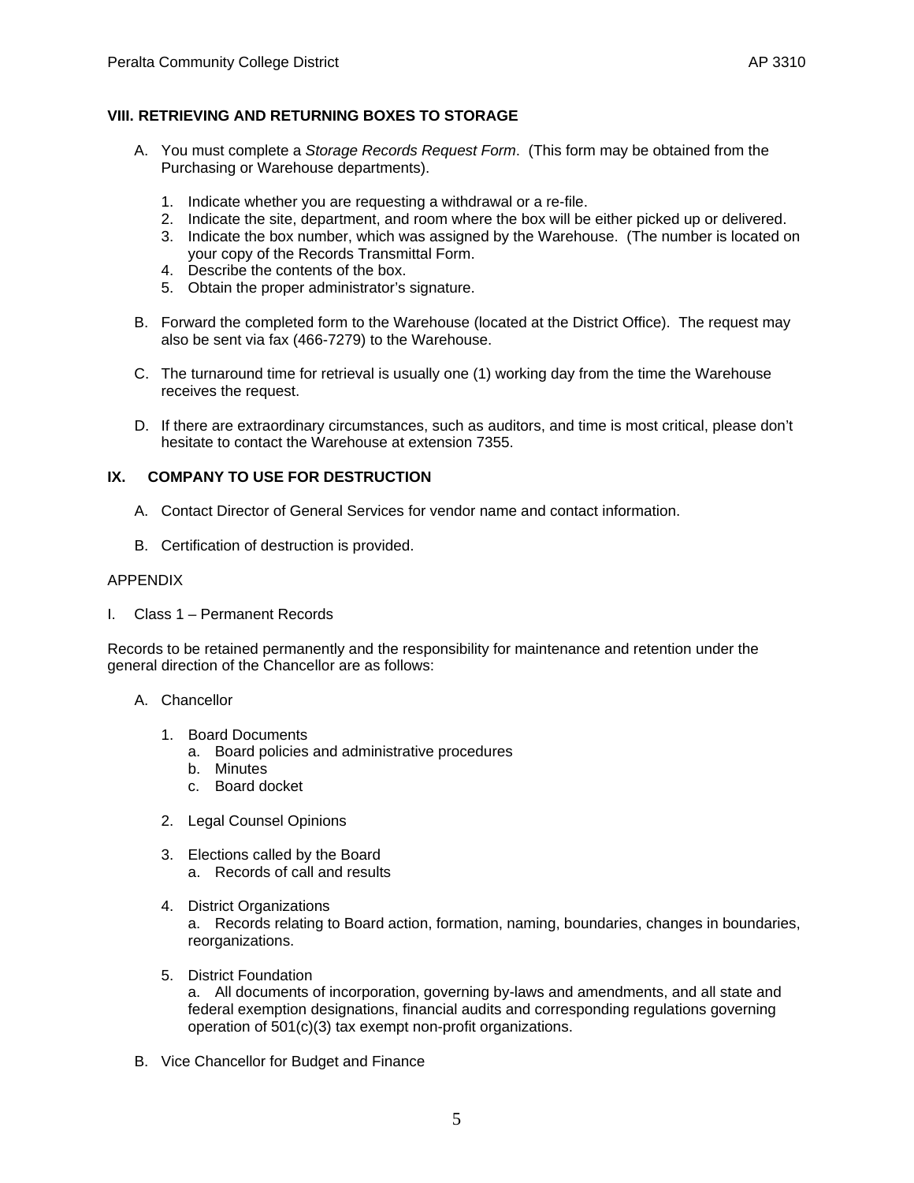## VIII. RETRIEVING AND RETURNING BOXES TO STORAGE

A. You must complete a *Storage Records Request Form*. (This form may be obtained from the Purchasing or Warehouse departments).

1. Indicate whether you are requesting a withdrawal or a re-file.
2. Indicate the site, department, and room where the box will be either picked up or delivered.
3. Indicate the box number, which was assigned by the Warehouse. (The number is located on your copy of the Records Transmittal Form.
4. Describe the contents of the box.
5. Obtain the proper administrator's signature.

B. Forward the completed form to the Warehouse (located at the District Office). The request may also be sent via fax (466-7279) to the Warehouse.

C. The turnaround time for retrieval is usually one (1) working day from the time the Warehouse receives the request.

D. If there are extraordinary circumstances, such as auditors, and time is most critical, please don't hesitate to contact the Warehouse at extension 7355.

## IX. COMPANY TO USE FOR DESTRUCTION

A. Contact Director of General Services for vendor name and contact information.

B. Certification of destruction is provided.

APPENDIX

I. Class 1 – Permanent Records

Records to be retained permanently and the responsibility for maintenance and retention under the general direction of the Chancellor are as follows:

A. Chancellor

1. Board Documents
   a. Board policies and administrative procedures
   b. Minutes
   c. Board docket

2. Legal Counsel Opinions

3. Elections called by the Board
   a. Records of call and results

4. District Organizations
   a. Records relating to Board action, formation, naming, boundaries, changes in boundaries, reorganizations.

5. District Foundation
   a. All documents of incorporation, governing by-laws and amendments, and all state and federal exemption designations, financial audits and corresponding regulations governing operation of 501(c)(3) tax exempt non-profit organizations.

B. Vice Chancellor for Budget and Finance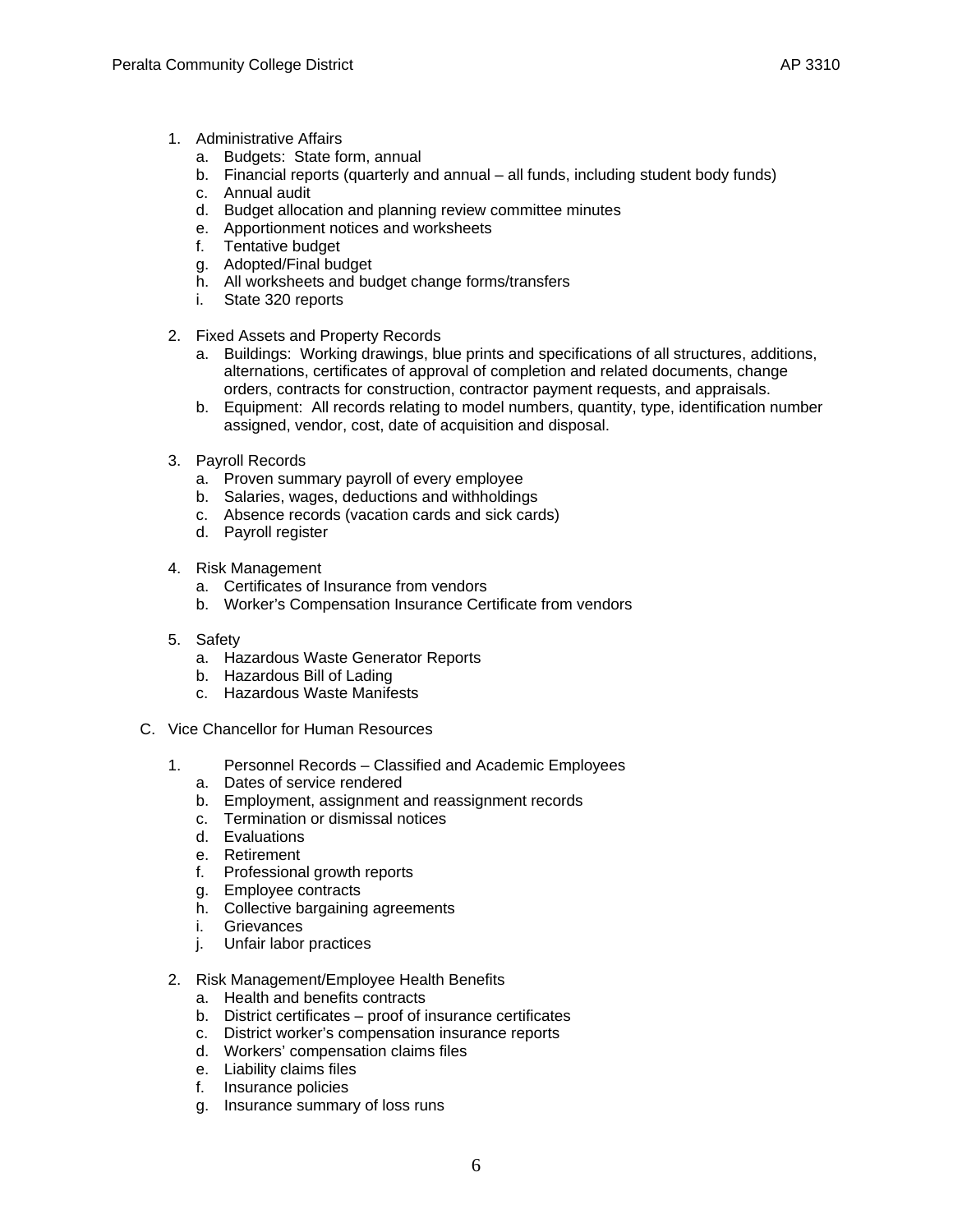1. Administrative Affairs
   a. Budgets: State form, annual
   b. Financial reports (quarterly and annual – all funds, including student body funds)
   c. Annual audit
   d. Budget allocation and planning review committee minutes
   e. Apportionment notices and worksheets
   f. Tentative budget
   g. Adopted/Final budget
   h. All worksheets and budget change forms/transfers
   i. State 320 reports

2. Fixed Assets and Property Records
   a. Buildings: Working drawings, blue prints and specifications of all structures, additions, alternations, certificates of approval of completion and related documents, change orders, contracts for construction, contractor payment requests, and appraisals.
   b. Equipment: All records relating to model numbers, quantity, type, identification number assigned, vendor, cost, date of acquisition and disposal.

3. Payroll Records
   a. Proven summary payroll of every employee
   b. Salaries, wages, deductions and withholdings
   c. Absence records (vacation cards and sick cards)
   d. Payroll register

4. Risk Management
   a. Certificates of Insurance from vendors
   b. Worker's Compensation Insurance Certificate from vendors

5. Safety
   a. Hazardous Waste Generator Reports
   b. Hazardous Bill of Lading
   c. Hazardous Waste Manifests

C. Vice Chancellor for Human Resources

1. Personnel Records – Classified and Academic Employees
   a. Dates of service rendered
   b. Employment, assignment and reassignment records
   c. Termination or dismissal notices
   d. Evaluations
   e. Retirement
   f. Professional growth reports
   g. Employee contracts
   h. Collective bargaining agreements
   i. Grievances
   j. Unfair labor practices

2. Risk Management/Employee Health Benefits
   a. Health and benefits contracts
   b. District certificates – proof of insurance certificates
   c. District worker's compensation insurance reports
   d. Workers' compensation claims files
   e. Liability claims files
   f. Insurance policies
   g. Insurance summary of loss runs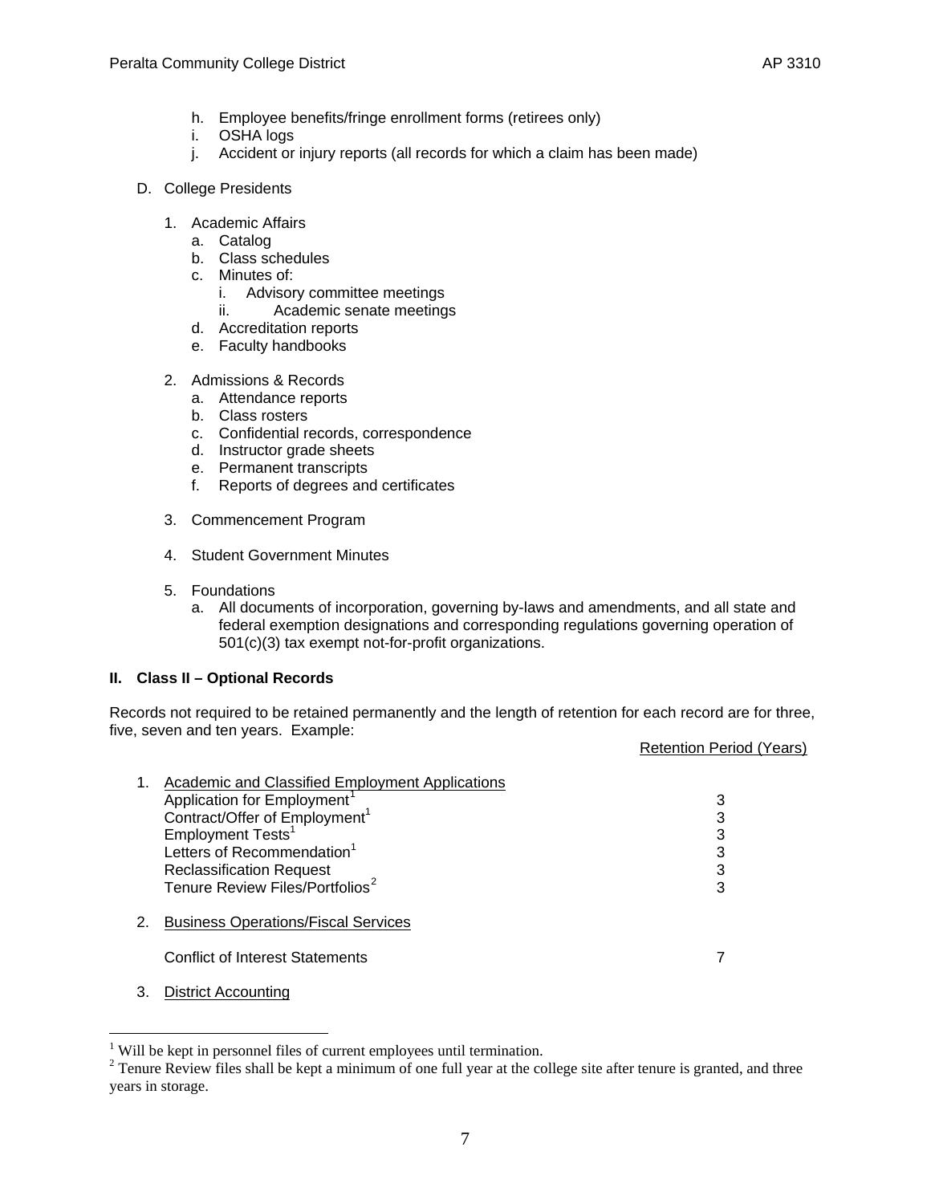h. Employee benefits/fringe enrollment forms (retirees only)
   i. OSHA logs
   j. Accident or injury reports (all records for which a claim has been made)

D. College Presidents

   1. Academic Affairs
      a. Catalog
      b. Class schedules
      c. Minutes of:
         i. Advisory committee meetings
         ii. Academic senate meetings
      d. Accreditation reports
      e. Faculty handbooks

   2. Admissions & Records
      a. Attendance reports
      b. Class rosters
      c. Confidential records, correspondence
      d. Instructor grade sheets
      e. Permanent transcripts
      f. Reports of degrees and certificates

   3. Commencement Program

   4. Student Government Minutes

   5. Foundations
      a. All documents of incorporation, governing by-laws and amendments, and all state and federal exemption designations and corresponding regulations governing operation of 501(c)(3) tax exempt not-for-profit organizations.

**II. Class II – Optional Records**

Records not required to be retained permanently and the length of retention for each record are for three, five, seven and ten years. Example:

| | Retention Period (Years) |
|---|---|
| 1. Academic and Classified Employment Applications | |
| Application for Employment[1] | 3 |
| Contract/Offer of Employment[1] | 3 |
| Employment Tests[1] | 3 |
| Letters of Recommendation[1] | 3 |
| Reclassification Request | 3 |
| Tenure Review Files/Portfolios[2] | 3 |
| 2. Business Operations/Fiscal Services | |
| Conflict of Interest Statements | 7 |
| 3. District Accounting | |

[1] Will be kept in personnel files of current employees until termination.
[2] Tenure Review files shall be kept a minimum of one full year at the college site after tenure is granted, and three years in storage.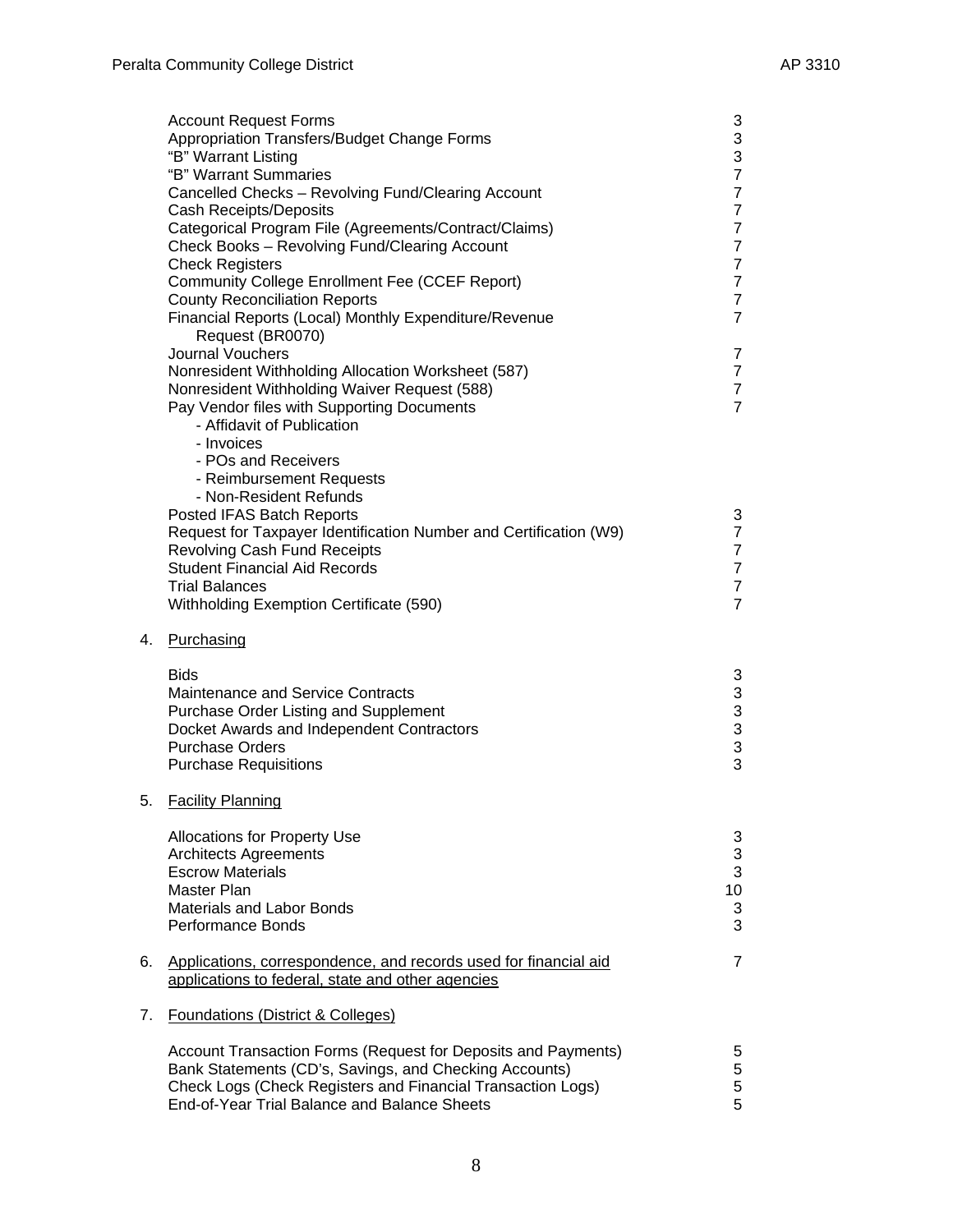| Record | Years |
|---|---|
| Account Request Forms | 3 |
| Appropriation Transfers/Budget Change Forms | 3 |
| "B" Warrant Listing | 3 |
| "B" Warrant Summaries | 7 |
| Cancelled Checks – Revolving Fund/Clearing Account | 7 |
| Cash Receipts/Deposits | 7 |
| Categorical Program File (Agreements/Contract/Claims) | 7 |
| Check Books – Revolving Fund/Clearing Account | 7 |
| Check Registers | 7 |
| Community College Enrollment Fee (CCEF Report) | 7 |
| County Reconciliation Reports | 7 |
| Financial Reports (Local) Monthly Expenditure/Revenue Request (BR0070) | 7 |
| Journal Vouchers | 7 |
| Nonresident Withholding Allocation Worksheet (587) | 7 |
| Nonresident Withholding Waiver Request (588) | 7 |
| Pay Vendor files with Supporting Documents<br>- Affidavit of Publication<br>- Invoices<br>- POs and Receivers<br>- Reimbursement Requests<br>- Non-Resident Refunds | 7 |
| Posted IFAS Batch Reports | 3 |
| Request for Taxpayer Identification Number and Certification (W9) | 7 |
| Revolving Cash Fund Receipts | 7 |
| Student Financial Aid Records | 7 |
| Trial Balances | 7 |
| Withholding Exemption Certificate (590) | 7 |

4. Purchasing

| Record | Years |
|---|---|
| Bids | 3 |
| Maintenance and Service Contracts | 3 |
| Purchase Order Listing and Supplement | 3 |
| Docket Awards and Independent Contractors | 3 |
| Purchase Orders | 3 |
| Purchase Requisitions | 3 |

5. Facility Planning

| Record | Years |
|---|---|
| Allocations for Property Use | 3 |
| Architects Agreements | 3 |
| Escrow Materials | 3 |
| Master Plan | 10 |
| Materials and Labor Bonds | 3 |
| Performance Bonds | 3 |

6. Applications, correspondence, and records used for financial aid applications to federal, state and other agencies — 7

7. Foundations (District & Colleges)

| Record | Years |
|---|---|
| Account Transaction Forms (Request for Deposits and Payments) | 5 |
| Bank Statements (CD's, Savings, and Checking Accounts) | 5 |
| Check Logs (Check Registers and Financial Transaction Logs) | 5 |
| End-of-Year Trial Balance and Balance Sheets | 5 |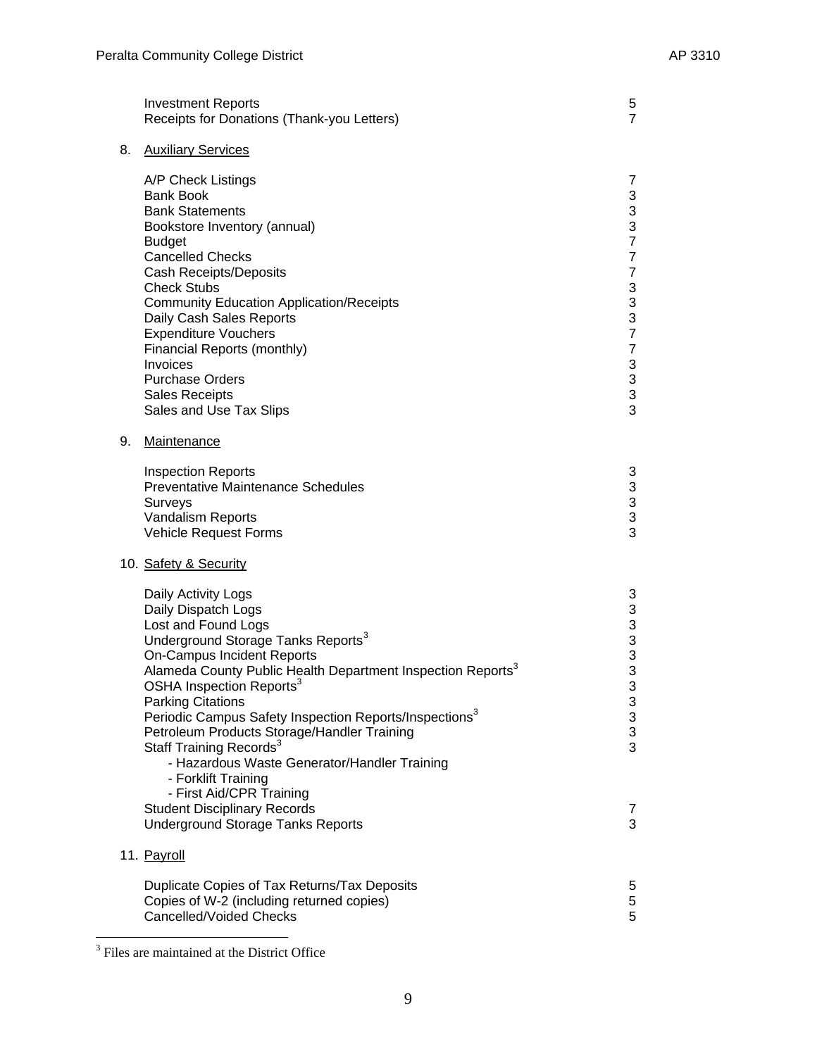| | |
|---|---|
| Investment Reports | 5 |
| Receipts for Donations (Thank-you Letters) | 7 |

8. Auxiliary Services

| | |
|---|---|
| A/P Check Listings | 7 |
| Bank Book | 3 |
| Bank Statements | 3 |
| Bookstore Inventory (annual) | 3 |
| Budget | 7 |
| Cancelled Checks | 7 |
| Cash Receipts/Deposits | 7 |
| Check Stubs | 3 |
| Community Education Application/Receipts | 3 |
| Daily Cash Sales Reports | 3 |
| Expenditure Vouchers | 7 |
| Financial Reports (monthly) | 7 |
| Invoices | 3 |
| Purchase Orders | 3 |
| Sales Receipts | 3 |
| Sales and Use Tax Slips | 3 |

9. Maintenance

| | |
|---|---|
| Inspection Reports | 3 |
| Preventative Maintenance Schedules | 3 |
| Surveys | 3 |
| Vandalism Reports | 3 |
| Vehicle Request Forms | 3 |

10. Safety & Security

| | |
|---|---|
| Daily Activity Logs | 3 |
| Daily Dispatch Logs | 3 |
| Lost and Found Logs | 3 |
| Underground Storage Tanks Reports[3] | 3 |
| On-Campus Incident Reports | 3 |
| Alameda County Public Health Department Inspection Reports[3] | 3 |
| OSHA Inspection Reports[3] | 3 |
| Parking Citations | 3 |
| Periodic Campus Safety Inspection Reports/Inspections[3] | 3 |
| Petroleum Products Storage/Handler Training | 3 |
| Staff Training Records[3] | 3 |
| - Hazardous Waste Generator/Handler Training | |
| - Forklift Training | |
| - First Aid/CPR Training | |
| Student Disciplinary Records | 7 |
| Underground Storage Tanks Reports | 3 |

11. Payroll

| | |
|---|---|
| Duplicate Copies of Tax Returns/Tax Deposits | 5 |
| Copies of W-2 (including returned copies) | 5 |
| Cancelled/Voided Checks | 5 |

[3] Files are maintained at the District Office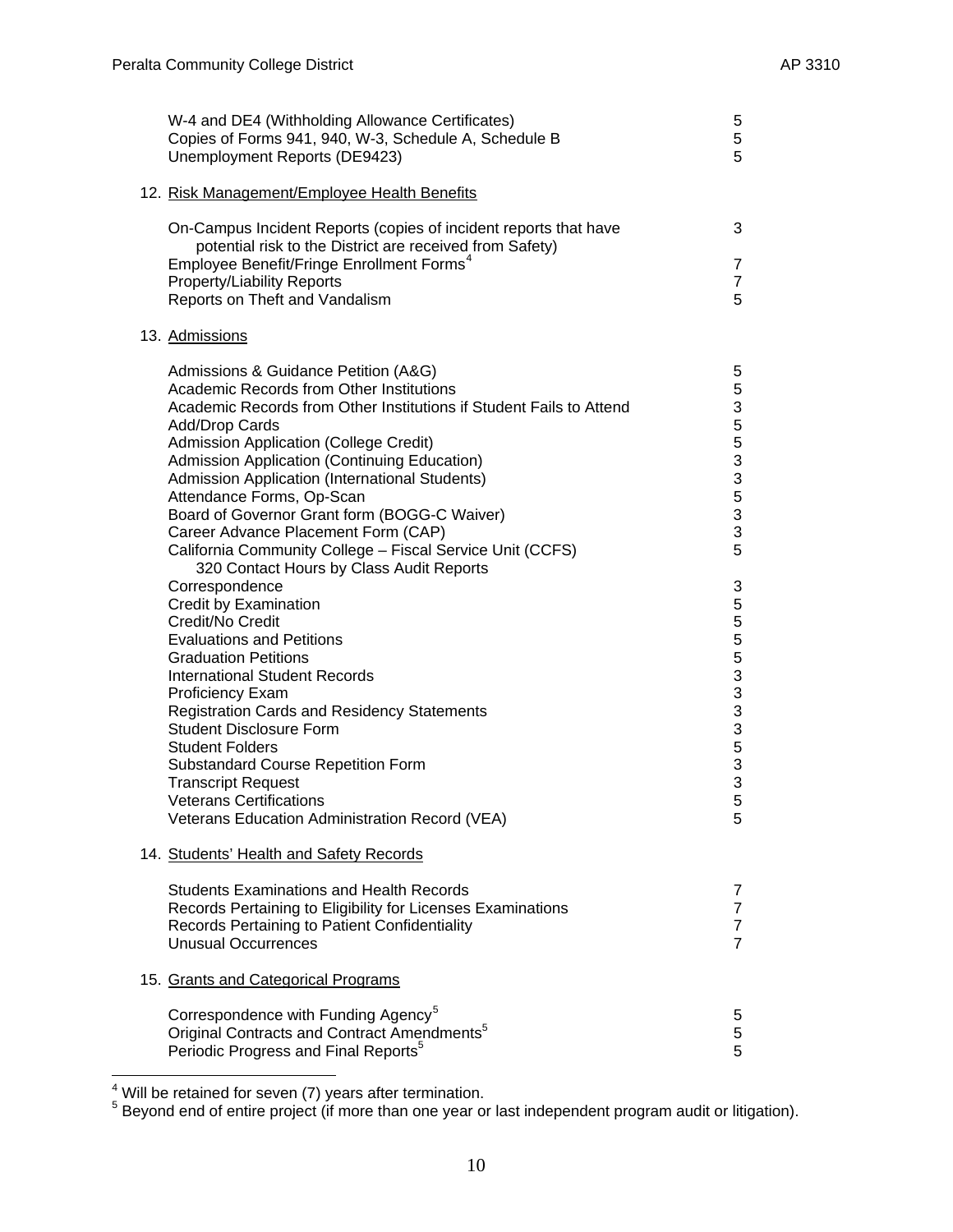| | |
|---|---|
| W-4 and DE4 (Withholding Allowance Certificates) | 5 |
| Copies of Forms 941, 940, W-3, Schedule A, Schedule B | 5 |
| Unemployment Reports (DE9423) | 5 |

12. Risk Management/Employee Health Benefits

| | |
|---|---|
| On-Campus Incident Reports (copies of incident reports that have potential risk to the District are received from Safety) | 3 |
| Employee Benefit/Fringe Enrollment Forms[4] | 7 |
| Property/Liability Reports | 7 |
| Reports on Theft and Vandalism | 5 |

13. Admissions

| | |
|---|---|
| Admissions & Guidance Petition (A&G) | 5 |
| Academic Records from Other Institutions | 5 |
| Academic Records from Other Institutions if Student Fails to Attend | 3 |
| Add/Drop Cards | 5 |
| Admission Application (College Credit) | 5 |
| Admission Application (Continuing Education) | 3 |
| Admission Application (International Students) | 3 |
| Attendance Forms, Op-Scan | 5 |
| Board of Governor Grant form (BOGG-C Waiver) | 3 |
| Career Advance Placement Form (CAP) | 3 |
| California Community College – Fiscal Service Unit (CCFS) 320 Contact Hours by Class Audit Reports | 5 |
| Correspondence | 3 |
| Credit by Examination | 5 |
| Credit/No Credit | 5 |
| Evaluations and Petitions | 5 |
| Graduation Petitions | 5 |
| International Student Records | 3 |
| Proficiency Exam | 3 |
| Registration Cards and Residency Statements | 3 |
| Student Disclosure Form | 3 |
| Student Folders | 5 |
| Substandard Course Repetition Form | 3 |
| Transcript Request | 3 |
| Veterans Certifications | 5 |
| Veterans Education Administration Record (VEA) | 5 |

14. Students' Health and Safety Records

| | |
|---|---|
| Students Examinations and Health Records | 7 |
| Records Pertaining to Eligibility for Licenses Examinations | 7 |
| Records Pertaining to Patient Confidentiality | 7 |
| Unusual Occurrences | 7 |

15. Grants and Categorical Programs

| | |
|---|---|
| Correspondence with Funding Agency[5] | 5 |
| Original Contracts and Contract Amendments[5] | 5 |
| Periodic Progress and Final Reports[5] | 5 |

---

[4] Will be retained for seven (7) years after termination.

[5] Beyond end of entire project (if more than one year or last independent program audit or litigation).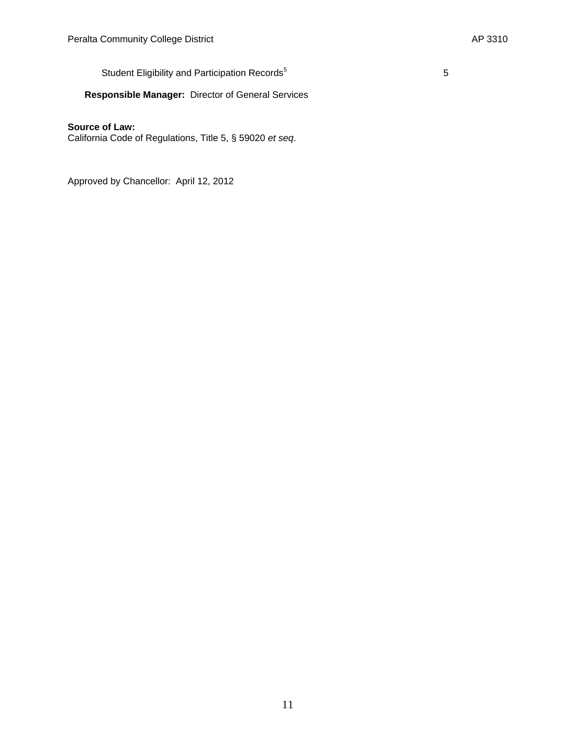| | |
|---|---|
| Student Eligibility and Participation Records[5] | 5 |

**Responsible Manager:** Director of General Services

**Source of Law:**
California Code of Regulations, Title 5, § 59020 *et seq*.

Approved by Chancellor: April 12, 2012